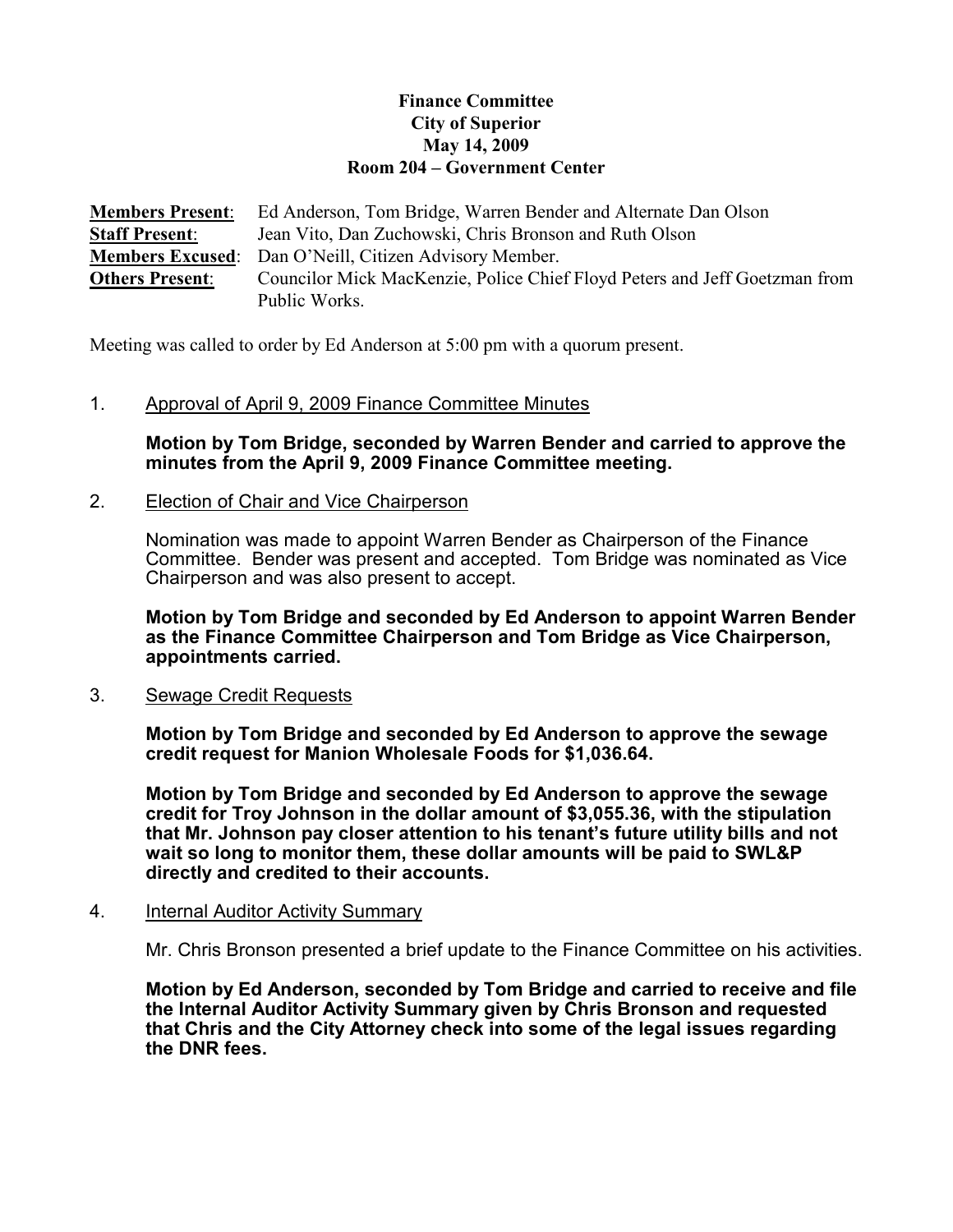**Finance Committee**
**City of Superior**
**May 14, 2009**
**Room 204 – Government Center**

**Members Present**: Ed Anderson, Tom Bridge, Warren Bender and Alternate Dan Olson
**Staff Present**: Jean Vito, Dan Zuchowski, Chris Bronson and Ruth Olson
**Members Excused**: Dan O'Neill, Citizen Advisory Member.
**Others Present**: Councilor Mick MacKenzie, Police Chief Floyd Peters and Jeff Goetzman from Public Works.

Meeting was called to order by Ed Anderson at 5:00 pm with a quorum present.

1. Approval of April 9, 2009 Finance Committee Minutes

   **Motion by Tom Bridge, seconded by Warren Bender and carried to approve the minutes from the April 9, 2009 Finance Committee meeting.**

2. Election of Chair and Vice Chairperson

   Nomination was made to appoint Warren Bender as Chairperson of the Finance Committee. Bender was present and accepted. Tom Bridge was nominated as Vice Chairperson and was also present to accept.

   **Motion by Tom Bridge and seconded by Ed Anderson to appoint Warren Bender as the Finance Committee Chairperson and Tom Bridge as Vice Chairperson, appointments carried.**

3. Sewage Credit Requests

   **Motion by Tom Bridge and seconded by Ed Anderson to approve the sewage credit request for Manion Wholesale Foods for $1,036.64.**

   **Motion by Tom Bridge and seconded by Ed Anderson to approve the sewage credit for Troy Johnson in the dollar amount of $3,055.36, with the stipulation that Mr. Johnson pay closer attention to his tenant's future utility bills and not wait so long to monitor them, these dollar amounts will be paid to SWL&P directly and credited to their accounts.**

4. Internal Auditor Activity Summary

   Mr. Chris Bronson presented a brief update to the Finance Committee on his activities.

   **Motion by Ed Anderson, seconded by Tom Bridge and carried to receive and file the Internal Auditor Activity Summary given by Chris Bronson and requested that Chris and the City Attorney check into some of the legal issues regarding the DNR fees.**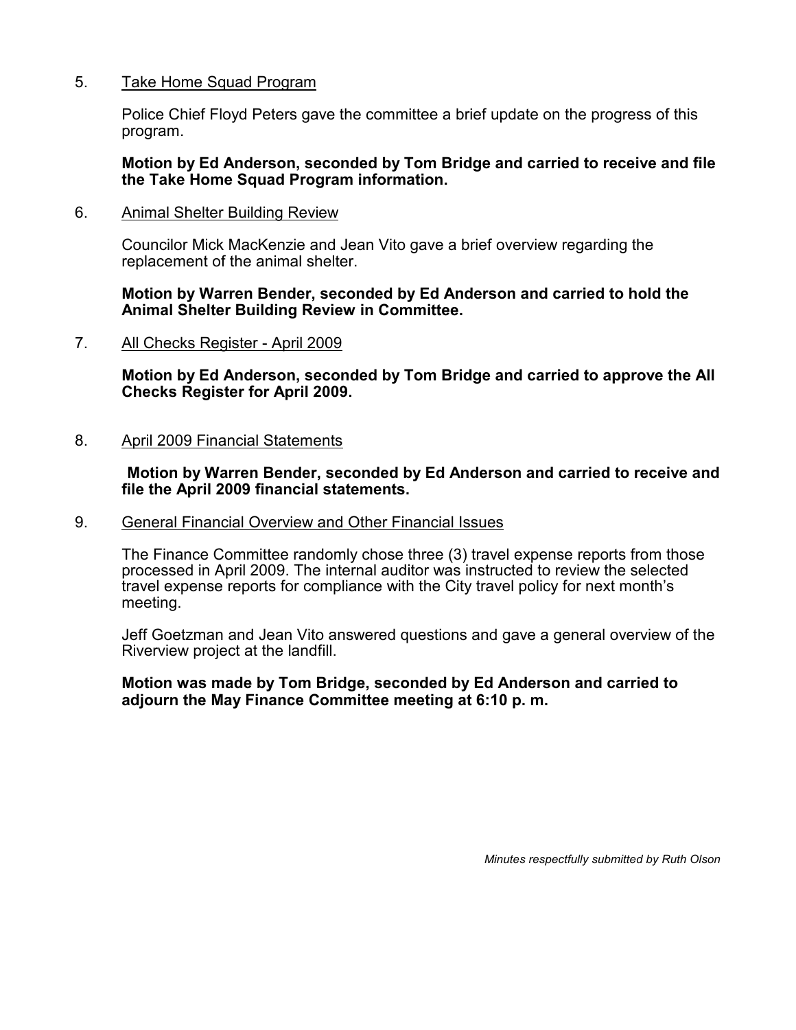5. <u>Take Home Squad Program</u>

   Police Chief Floyd Peters gave the committee a brief update on the progress of this program.

   **Motion by Ed Anderson, seconded by Tom Bridge and carried to receive and file the Take Home Squad Program information.**

6. <u>Animal Shelter Building Review</u>

   Councilor Mick MacKenzie and Jean Vito gave a brief overview regarding the replacement of the animal shelter.

   **Motion by Warren Bender, seconded by Ed Anderson and carried to hold the Animal Shelter Building Review in Committee.**

7. <u>All Checks Register - April 2009</u>

   **Motion by Ed Anderson, seconded by Tom Bridge and carried to approve the All Checks Register for April 2009.**

8. <u>April 2009 Financial Statements</u>

   **Motion by Warren Bender, seconded by Ed Anderson and carried to receive and file the April 2009 financial statements.**

9. <u>General Financial Overview and Other Financial Issues</u>

   The Finance Committee randomly chose three (3) travel expense reports from those processed in April 2009. The internal auditor was instructed to review the selected travel expense reports for compliance with the City travel policy for next month's meeting.

   Jeff Goetzman and Jean Vito answered questions and gave a general overview of the Riverview project at the landfill.

   **Motion was made by Tom Bridge, seconded by Ed Anderson and carried to adjourn the May Finance Committee meeting at 6:10 p. m.**

*Minutes respectfully submitted by Ruth Olson*